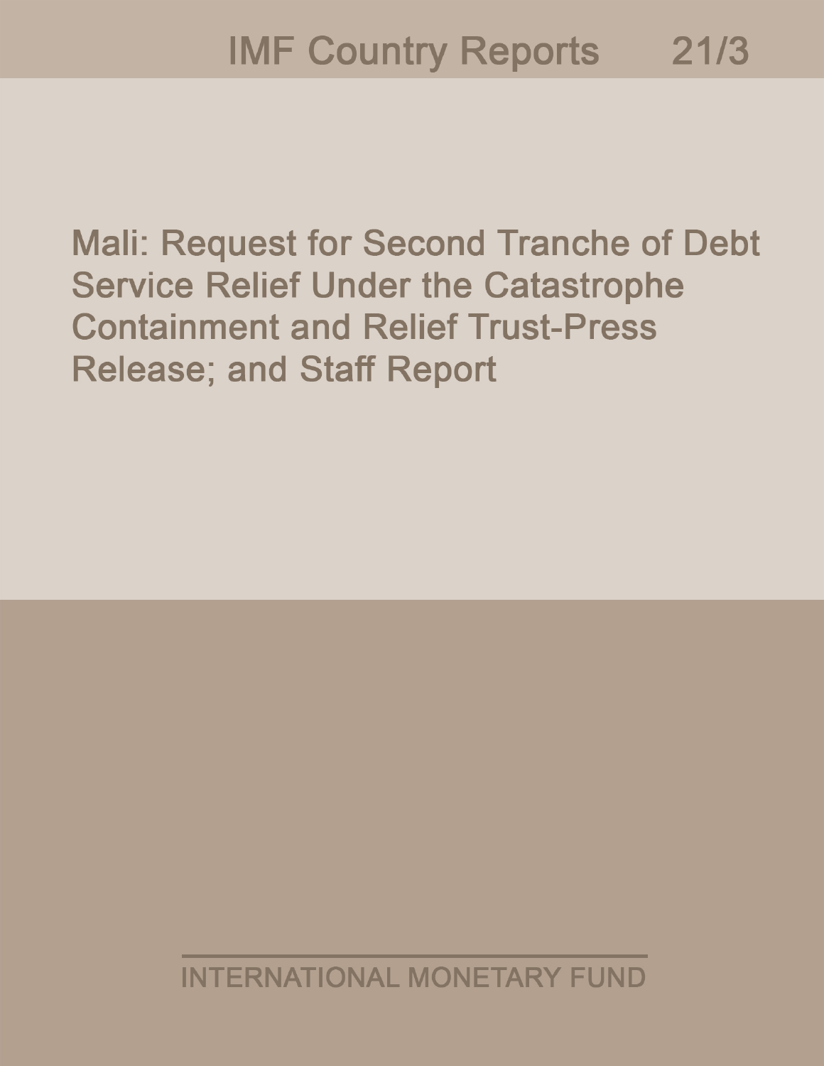IMF Country Reports 21/3

# Mali: Request for Second Tranche of Debt Service Relief Under the Catastrophe Containment and Relief Trust-Press Release; and Staff Report

INTERNATIONAL MONETARY FUND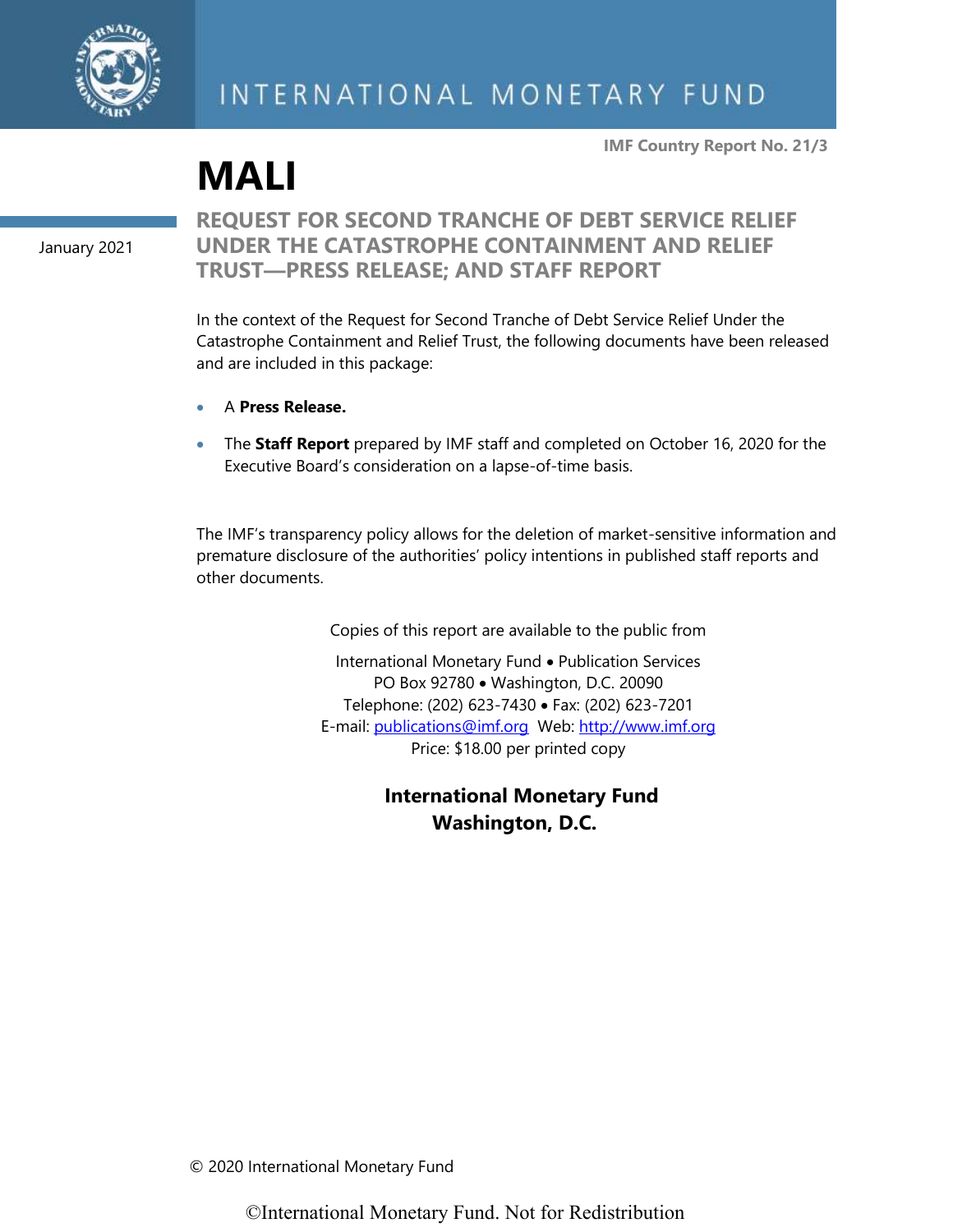IMF Country Report No. 21/3

# MALI

January 2021

## REQUEST FOR SECOND TRANCHE OF DEBT SERVICE RELIEF UNDER THE CATASTROPHE CONTAINMENT AND RELIEF TRUST—PRESS RELEASE; AND STAFF REPORT

In the context of the Request for Second Tranche of Debt Service Relief Under the Catastrophe Containment and Relief Trust, the following documents have been released and are included in this package:

- A **Press Release.**
- The **Staff Report** prepared by IMF staff and completed on October 16, 2020 for the Executive Board's consideration on a lapse-of-time basis.

The IMF's transparency policy allows for the deletion of market-sensitive information and premature disclosure of the authorities' policy intentions in published staff reports and other documents.

Copies of this report are available to the public from

International Monetary Fund • Publication Services
PO Box 92780 • Washington, D.C. 20090
Telephone: (202) 623-7430 • Fax: (202) 623-7201
E-mail: publications@imf.org Web: http://www.imf.org
Price: $18.00 per printed copy

**International Monetary Fund**
**Washington, D.C.**

© 2020 International Monetary Fund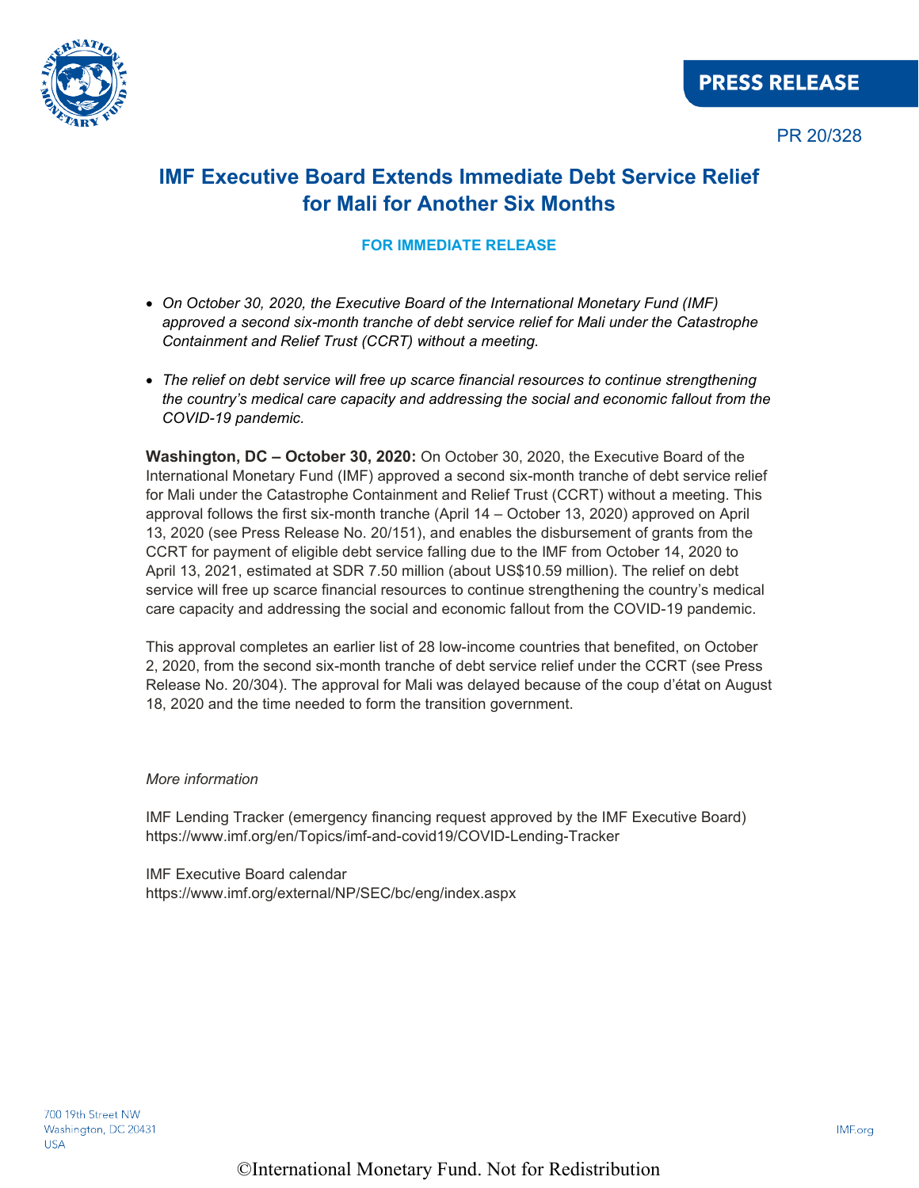PRESS RELEASE

PR 20/328

# IMF Executive Board Extends Immediate Debt Service Relief for Mali for Another Six Months

**FOR IMMEDIATE RELEASE**

- *On October 30, 2020, the Executive Board of the International Monetary Fund (IMF) approved a second six-month tranche of debt service relief for Mali under the Catastrophe Containment and Relief Trust (CCRT) without a meeting.*
- *The relief on debt service will free up scarce financial resources to continue strengthening the country's medical care capacity and addressing the social and economic fallout from the COVID-19 pandemic.*

**Washington, DC – October 30, 2020:** On October 30, 2020, the Executive Board of the International Monetary Fund (IMF) approved a second six-month tranche of debt service relief for Mali under the Catastrophe Containment and Relief Trust (CCRT) without a meeting. This approval follows the first six-month tranche (April 14 – October 13, 2020) approved on April 13, 2020 (see Press Release No. 20/151), and enables the disbursement of grants from the CCRT for payment of eligible debt service falling due to the IMF from October 14, 2020 to April 13, 2021, estimated at SDR 7.50 million (about US$10.59 million). The relief on debt service will free up scarce financial resources to continue strengthening the country's medical care capacity and addressing the social and economic fallout from the COVID-19 pandemic.

This approval completes an earlier list of 28 low-income countries that benefited, on October 2, 2020, from the second six-month tranche of debt service relief under the CCRT (see Press Release No. 20/304). The approval for Mali was delayed because of the coup d'état on August 18, 2020 and the time needed to form the transition government.

*More information*

IMF Lending Tracker (emergency financing request approved by the IMF Executive Board)
https://www.imf.org/en/Topics/imf-and-covid19/COVID-Lending-Tracker

IMF Executive Board calendar
https://www.imf.org/external/NP/SEC/bc/eng/index.aspx

700 19th Street NW
Washington, DC 20431
USA

IMF.org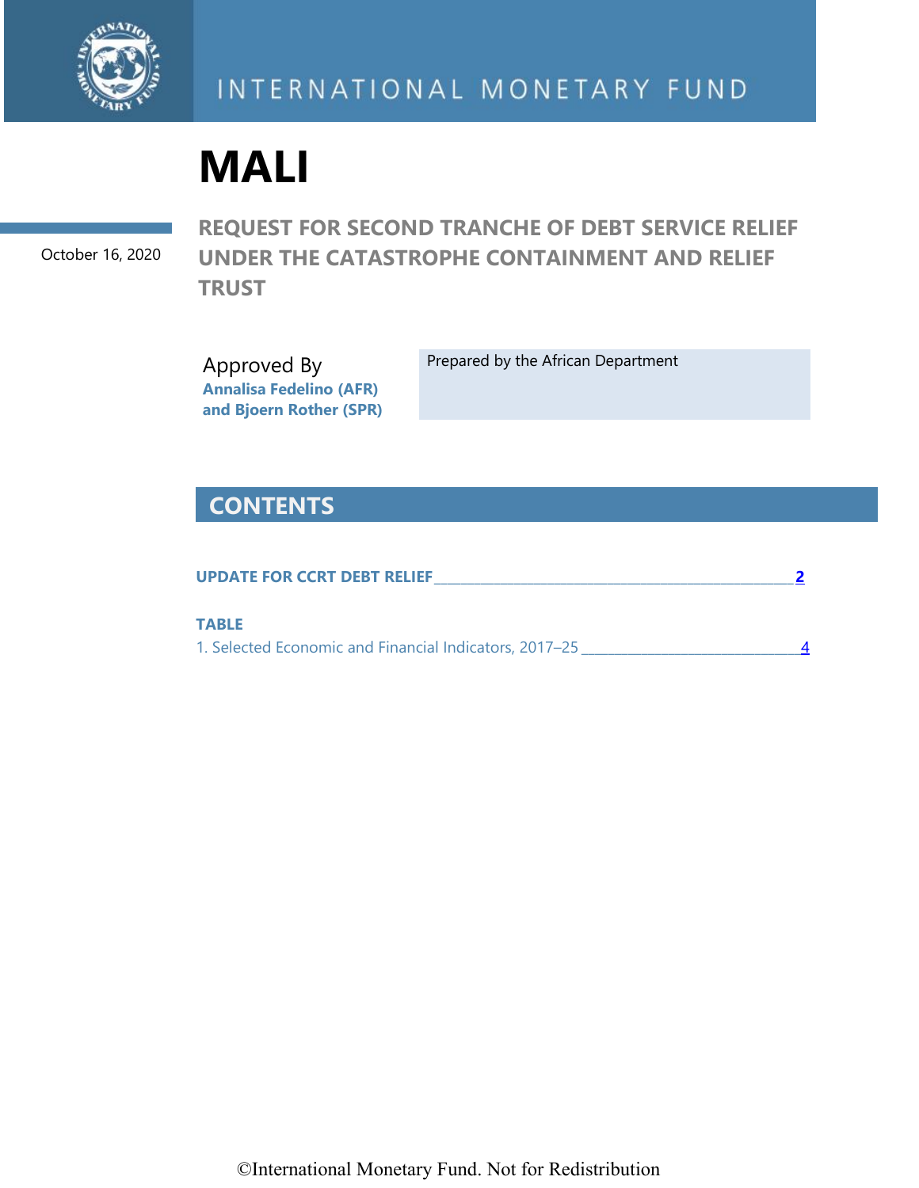# MALI

October 16, 2020

## REQUEST FOR SECOND TRANCHE OF DEBT SERVICE RELIEF UNDER THE CATASTROPHE CONTAINMENT AND RELIEF TRUST

Approved By
**Annalisa Fedelino (AFR) and Bjoern Rother (SPR)**

Prepared by the African Department

## CONTENTS

**UPDATE FOR CCRT DEBT RELIEF** 2

**TABLE**

1. Selected Economic and Financial Indicators, 2017–25 4

©International Monetary Fund. Not for Redistribution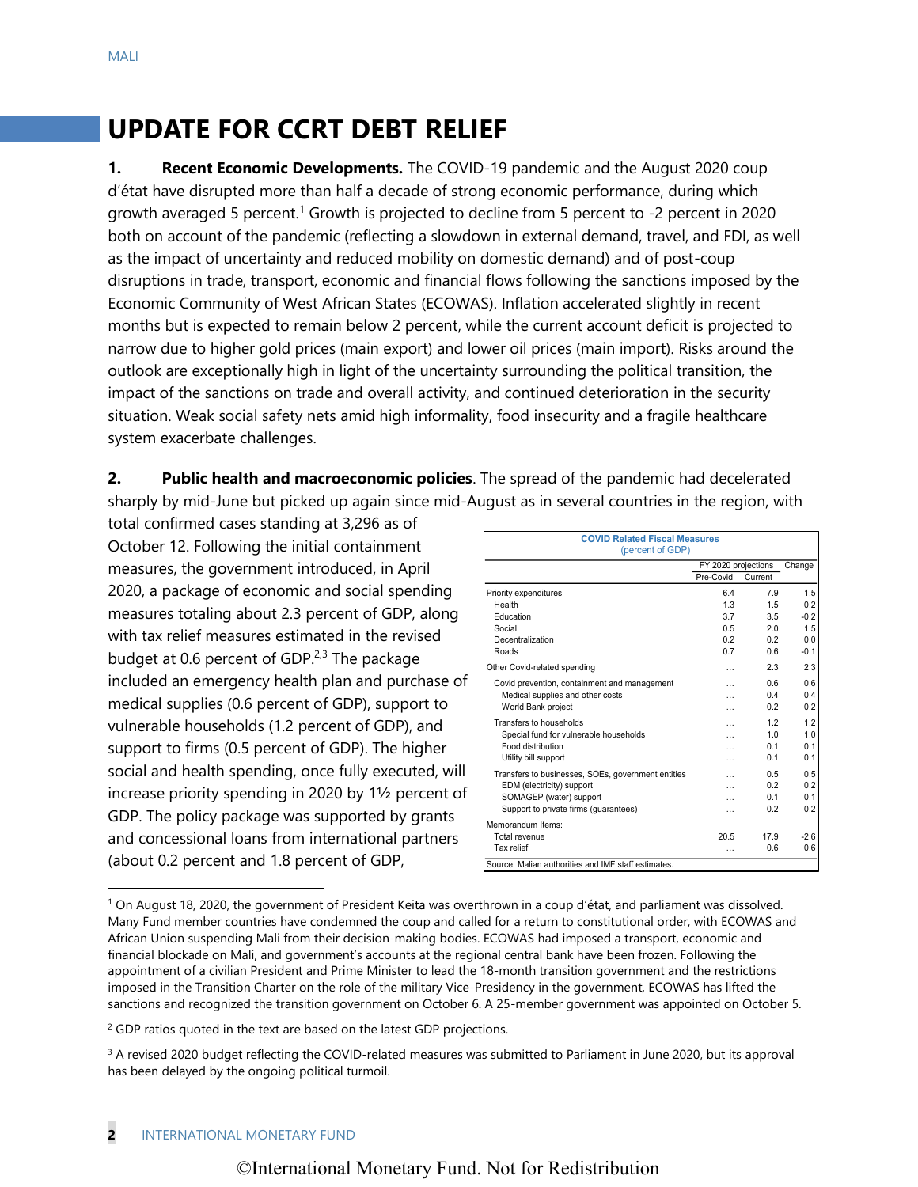# UPDATE FOR CCRT DEBT RELIEF

**1. Recent Economic Developments.** The COVID-19 pandemic and the August 2020 coup d'état have disrupted more than half a decade of strong economic performance, during which growth averaged 5 percent.[1] Growth is projected to decline from 5 percent to -2 percent in 2020 both on account of the pandemic (reflecting a slowdown in external demand, travel, and FDI, as well as the impact of uncertainty and reduced mobility on domestic demand) and of post-coup disruptions in trade, transport, economic and financial flows following the sanctions imposed by the Economic Community of West African States (ECOWAS). Inflation accelerated slightly in recent months but is expected to remain below 2 percent, while the current account deficit is projected to narrow due to higher gold prices (main export) and lower oil prices (main import). Risks around the outlook are exceptionally high in light of the uncertainty surrounding the political transition, the impact of the sanctions on trade and overall activity, and continued deterioration in the security situation. Weak social safety nets amid high informality, food insecurity and a fragile healthcare system exacerbate challenges.

**2. Public health and macroeconomic policies**. The spread of the pandemic had decelerated sharply by mid-June but picked up again since mid-August as in several countries in the region, with total confirmed cases standing at 3,296 as of October 12. Following the initial containment measures, the government introduced, in April 2020, a package of economic and social spending measures totaling about 2.3 percent of GDP, along with tax relief measures estimated in the revised budget at 0.6 percent of GDP.[2,3] The package included an emergency health plan and purchase of medical supplies (0.6 percent of GDP), support to vulnerable households (1.2 percent of GDP), and support to firms (0.5 percent of GDP). The higher social and health spending, once fully executed, will increase priority spending in 2020 by 1½ percent of GDP. The policy package was supported by grants and concessional loans from international partners (about 0.2 percent and 1.8 percent of GDP,

**COVID Related Fiscal Measures**
(percent of GDP)

| | FY 2020 projections | | Change |
|---|---|---|---|
| | Pre-Covid | Current | |
| Priority expenditures | 6.4 | 7.9 | 1.5 |
| Health | 1.3 | 1.5 | 0.2 |
| Education | 3.7 | 3.5 | -0.2 |
| Social | 0.5 | 2.0 | 1.5 |
| Decentralization | 0.2 | 0.2 | 0.0 |
| Roads | 0.7 | 0.6 | -0.1 |
| Other Covid-related spending | … | 2.3 | 2.3 |
| Covid prevention, containment and management | … | 0.6 | 0.6 |
| Medical supplies and other costs | … | 0.4 | 0.4 |
| World Bank project | … | 0.2 | 0.2 |
| Transfers to households | … | 1.2 | 1.2 |
| Special fund for vulnerable households | … | 1.0 | 1.0 |
| Food distribution | … | 0.1 | 0.1 |
| Utility bill support | … | 0.1 | 0.1 |
| Transfers to businesses, SOEs, government entities | … | 0.5 | 0.5 |
| EDM (electricity) support | … | 0.2 | 0.2 |
| SOMAGEP (water) support | … | 0.1 | 0.1 |
| Support to private firms (guarantees) | … | 0.2 | 0.2 |
| Memorandum Items: | | | |
| Total revenue | 20.5 | 17.9 | -2.6 |
| Tax relief | … | 0.6 | 0.6 |

Source: Malian authorities and IMF staff estimates.

---

[1] On August 18, 2020, the government of President Keita was overthrown in a coup d'état, and parliament was dissolved. Many Fund member countries have condemned the coup and called for a return to constitutional order, with ECOWAS and African Union suspending Mali from their decision-making bodies. ECOWAS had imposed a transport, economic and financial blockade on Mali, and government's accounts at the regional central bank have been frozen. Following the appointment of a civilian President and Prime Minister to lead the 18-month transition government and the restrictions imposed in the Transition Charter on the role of the military Vice-Presidency in the government, ECOWAS has lifted the sanctions and recognized the transition government on October 6. A 25-member government was appointed on October 5.

[2] GDP ratios quoted in the text are based on the latest GDP projections.

[3] A revised 2020 budget reflecting the COVID-related measures was submitted to Parliament in June 2020, but its approval has been delayed by the ongoing political turmoil.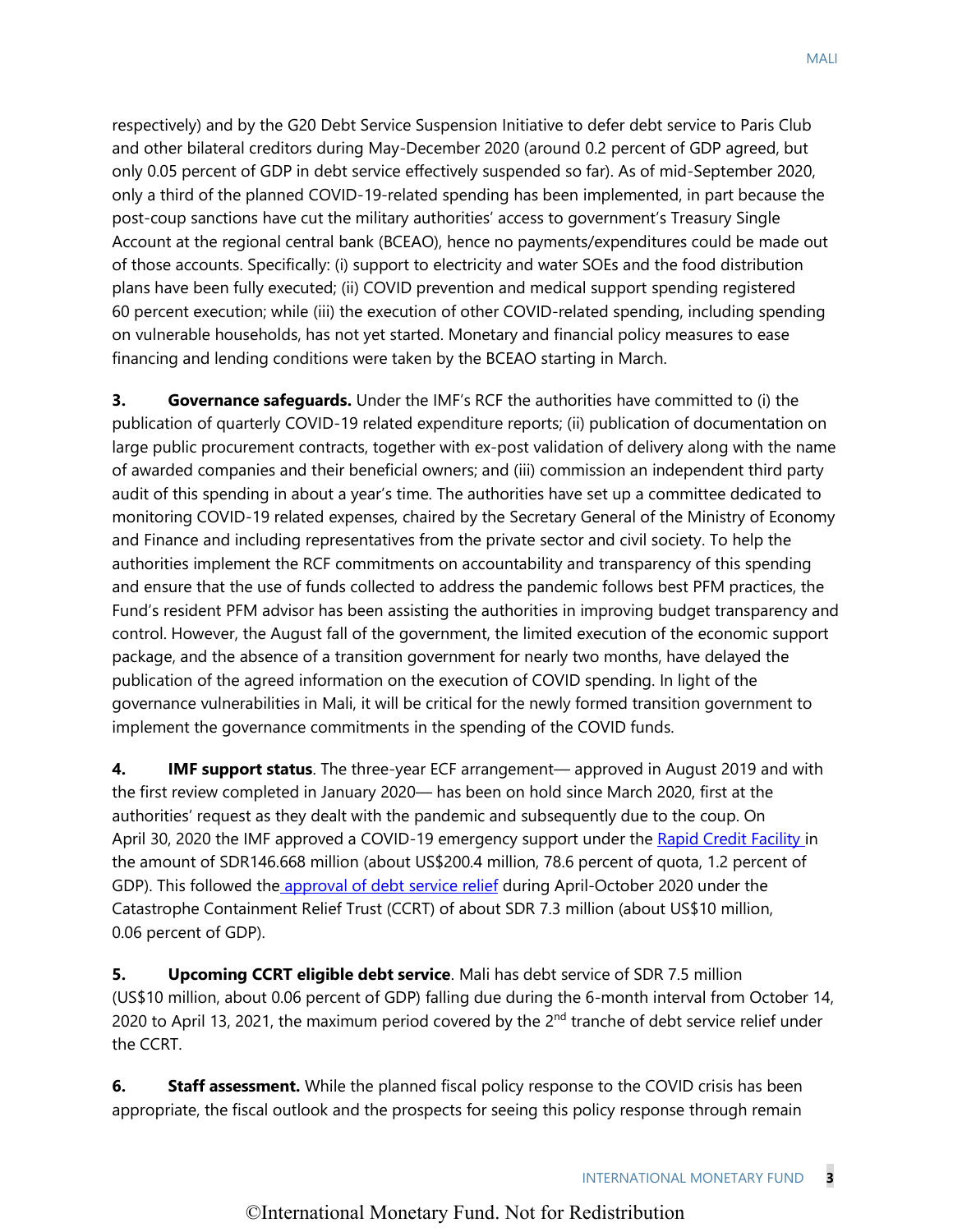respectively) and by the G20 Debt Service Suspension Initiative to defer debt service to Paris Club and other bilateral creditors during May-December 2020 (around 0.2 percent of GDP agreed, but only 0.05 percent of GDP in debt service effectively suspended so far). As of mid-September 2020, only a third of the planned COVID-19-related spending has been implemented, in part because the post-coup sanctions have cut the military authorities' access to government's Treasury Single Account at the regional central bank (BCEAO), hence no payments/expenditures could be made out of those accounts. Specifically: (i) support to electricity and water SOEs and the food distribution plans have been fully executed; (ii) COVID prevention and medical support spending registered 60 percent execution; while (iii) the execution of other COVID-related spending, including spending on vulnerable households, has not yet started. Monetary and financial policy measures to ease financing and lending conditions were taken by the BCEAO starting in March.

**3. Governance safeguards.** Under the IMF's RCF the authorities have committed to (i) the publication of quarterly COVID-19 related expenditure reports; (ii) publication of documentation on large public procurement contracts, together with ex-post validation of delivery along with the name of awarded companies and their beneficial owners; and (iii) commission an independent third party audit of this spending in about a year's time. The authorities have set up a committee dedicated to monitoring COVID-19 related expenses, chaired by the Secretary General of the Ministry of Economy and Finance and including representatives from the private sector and civil society. To help the authorities implement the RCF commitments on accountability and transparency of this spending and ensure that the use of funds collected to address the pandemic follows best PFM practices, the Fund's resident PFM advisor has been assisting the authorities in improving budget transparency and control. However, the August fall of the government, the limited execution of the economic support package, and the absence of a transition government for nearly two months, have delayed the publication of the agreed information on the execution of COVID spending. In light of the governance vulnerabilities in Mali, it will be critical for the newly formed transition government to implement the governance commitments in the spending of the COVID funds.

**4. IMF support status**. The three-year ECF arrangement— approved in August 2019 and with the first review completed in January 2020— has been on hold since March 2020, first at the authorities' request as they dealt with the pandemic and subsequently due to the coup. On April 30, 2020 the IMF approved a COVID-19 emergency support under the Rapid Credit Facility in the amount of SDR146.668 million (about US$200.4 million, 78.6 percent of quota, 1.2 percent of GDP). This followed the approval of debt service relief during April-October 2020 under the Catastrophe Containment Relief Trust (CCRT) of about SDR 7.3 million (about US$10 million, 0.06 percent of GDP).

**5. Upcoming CCRT eligible debt service**. Mali has debt service of SDR 7.5 million (US$10 million, about 0.06 percent of GDP) falling due during the 6-month interval from October 14, 2020 to April 13, 2021, the maximum period covered by the 2nd tranche of debt service relief under the CCRT.

**6. Staff assessment.** While the planned fiscal policy response to the COVID crisis has been appropriate, the fiscal outlook and the prospects for seeing this policy response through remain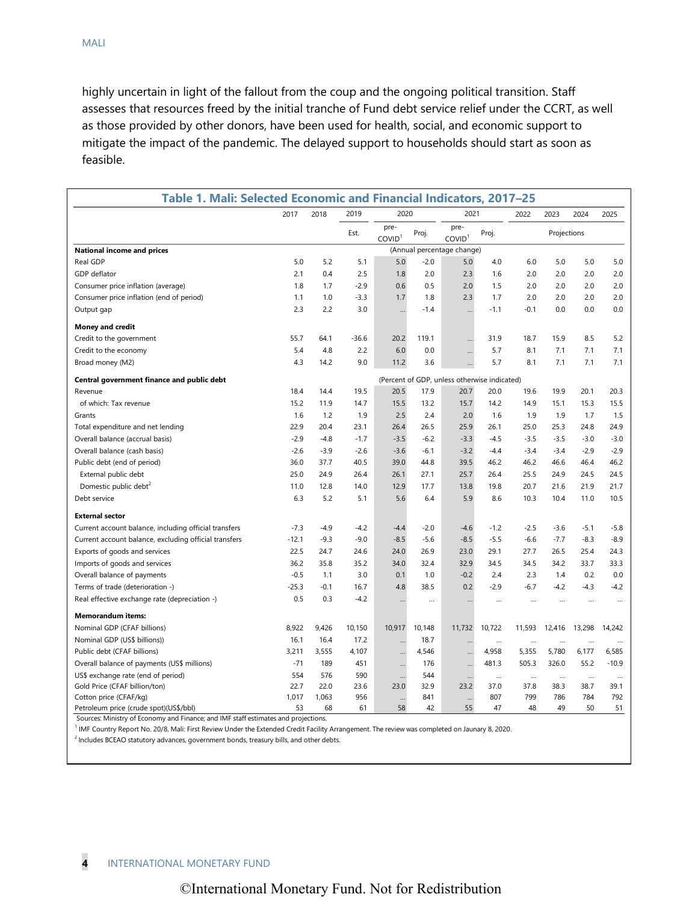highly uncertain in light of the fallout from the coup and the ongoing political transition. Staff assesses that resources freed by the initial tranche of Fund debt service relief under the CCRT, as well as those provided by other donors, have been used for health, social, and economic support to mitigate the impact of the pandemic. The delayed support to households should start as soon as feasible.

**Table 1. Mali: Selected Economic and Financial Indicators, 2017–25**

| | 2017 | 2018 | 2019 | 2020 | | 2021 | | 2022 | 2023 | 2024 | 2025 |
|---|---|---|---|---|---|---|---|---|---|---|---|
| | | | Est. | pre-COVID[1] | Proj. | pre-COVID[1] | Proj. | Projections | | | |
| **National income and prices** | | | | (Annual percentage change) | | | | | | | |
| Real GDP | 5.0 | 5.2 | 5.1 | 5.0 | -2.0 | 5.0 | 4.0 | 6.0 | 5.0 | 5.0 | 5.0 |
| GDP deflator | 2.1 | 0.4 | 2.5 | 1.8 | 2.0 | 2.3 | 1.6 | 2.0 | 2.0 | 2.0 | 2.0 |
| Consumer price inflation (average) | 1.8 | 1.7 | -2.9 | 0.6 | 0.5 | 2.0 | 1.5 | 2.0 | 2.0 | 2.0 | 2.0 |
| Consumer price inflation (end of period) | 1.1 | 1.0 | -3.3 | 1.7 | 1.8 | 2.3 | 1.7 | 2.0 | 2.0 | 2.0 | 2.0 |
| Output gap | 2.3 | 2.2 | 3.0 | ... | -1.4 | ... | -1.1 | -0.1 | 0.0 | 0.0 | 0.0 |
| **Money and credit** | | | | | | | | | | | |
| Credit to the government | 55.7 | 64.1 | -36.6 | 20.2 | 119.1 | ... | 31.9 | 18.7 | 15.9 | 8.5 | 5.2 |
| Credit to the economy | 5.4 | 4.8 | 2.2 | 6.0 | 0.0 | ... | 5.7 | 8.1 | 7.1 | 7.1 | 7.1 |
| Broad money (M2) | 4.3 | 14.2 | 9.0 | 11.2 | 3.6 | ... | 5.7 | 8.1 | 7.1 | 7.1 | 7.1 |
| **Central government finance and public debt** | | | | (Percent of GDP, unless otherwise indicated) | | | | | | | |
| Revenue | 18.4 | 14.4 | 19.5 | 20.5 | 17.9 | 20.7 | 20.0 | 19.6 | 19.9 | 20.1 | 20.3 |
| of which: Tax revenue | 15.2 | 11.9 | 14.7 | 15.5 | 13.2 | 15.7 | 14.2 | 14.9 | 15.1 | 15.3 | 15.5 |
| Grants | 1.6 | 1.2 | 1.9 | 2.5 | 2.4 | 2.0 | 1.6 | 1.9 | 1.9 | 1.7 | 1.5 |
| Total expenditure and net lending | 22.9 | 20.4 | 23.1 | 26.4 | 26.5 | 25.9 | 26.1 | 25.0 | 25.3 | 24.8 | 24.9 |
| Overall balance (accrual basis) | -2.9 | -4.8 | -1.7 | -3.5 | -6.2 | -3.3 | -4.5 | -3.5 | -3.5 | -3.0 | -3.0 |
| Overall balance (cash basis) | -2.6 | -3.9 | -2.6 | -3.6 | -6.1 | -3.2 | -4.4 | -3.4 | -3.4 | -2.9 | -2.9 |
| Public debt (end of period) | 36.0 | 37.7 | 40.5 | 39.0 | 44.8 | 39.5 | 46.2 | 46.2 | 46.6 | 46.4 | 46.2 |
| External public debt | 25.0 | 24.9 | 26.4 | 26.1 | 27.1 | 25.7 | 26.4 | 25.5 | 24.9 | 24.5 | 24.5 |
| Domestic public debt[2] | 11.0 | 12.8 | 14.0 | 12.9 | 17.7 | 13.8 | 19.8 | 20.7 | 21.6 | 21.9 | 21.7 |
| Debt service | 6.3 | 5.2 | 5.1 | 5.6 | 6.4 | 5.9 | 8.6 | 10.3 | 10.4 | 11.0 | 10.5 |
| **External sector** | | | | | | | | | | | |
| Current account balance, including official transfers | -7.3 | -4.9 | -4.2 | -4.4 | -2.0 | -4.6 | -1.2 | -2.5 | -3.6 | -5.1 | -5.8 |
| Current account balance, excluding official transfers | -12.1 | -9.3 | -9.0 | -8.5 | -5.6 | -8.5 | -5.5 | -6.6 | -7.7 | -8.3 | -8.9 |
| Exports of goods and services | 22.5 | 24.7 | 24.6 | 24.0 | 26.9 | 23.0 | 29.1 | 27.7 | 26.5 | 25.4 | 24.3 |
| Imports of goods and services | 36.2 | 35.8 | 35.2 | 34.0 | 32.4 | 32.9 | 34.5 | 34.5 | 34.2 | 33.7 | 33.3 |
| Overall balance of payments | -0.5 | 1.1 | 3.0 | 0.1 | 1.0 | -0.2 | 2.4 | 2.3 | 1.4 | 0.2 | 0.0 |
| Terms of trade (deterioration -) | -25.3 | -0.1 | 16.7 | 4.8 | 38.5 | 0.2 | -2.9 | -6.7 | -4.2 | -4.3 | -4.2 |
| Real effective exchange rate (depreciation -) | 0.5 | 0.3 | -4.2 | ... | ... | ... | ... | ... | ... | ... | ... |
| **Memorandum items:** | | | | | | | | | | | |
| Nominal GDP (CFAF billions) | 8,922 | 9,426 | 10,150 | 10,917 | 10,148 | 11,732 | 10,722 | 11,593 | 12,416 | 13,298 | 14,242 |
| Nominal GDP (US$ billions)) | 16.1 | 16.4 | 17.2 | ... | 18.7 | ... | ... | ... | ... | ... | ... |
| Public debt (CFAF billions) | 3,211 | 3,555 | 4,107 | ... | 4,546 | ... | 4,958 | 5,355 | 5,780 | 6,177 | 6,585 |
| Overall balance of payments (US$ millions) | -71 | 189 | 451 | ... | 176 | ... | 481.3 | 505.3 | 326.0 | 55.2 | -10.9 |
| US$ exchange rate (end of period) | 554 | 576 | 590 | ... | 544 | ... | ... | ... | ... | ... | ... |
| Gold Price (CFAF billion/ton) | 22.7 | 22.0 | 23.6 | 23.0 | 32.9 | 23.2 | 37.0 | 37.8 | 38.3 | 38.7 | 39.1 |
| Cotton price (CFAF/kg) | 1,017 | 1,063 | 956 | ... | 841 | ... | 807 | 799 | 786 | 784 | 792 |
| Petroleum price (crude spot)(US$/bbl) | 53 | 68 | 61 | 58 | 42 | 55 | 47 | 48 | 49 | 50 | 51 |

Sources: Ministry of Economy and Finance; and IMF staff estimates and projections.

[1] IMF Country Report No. 20/8, Mali: First Review Under the Extended Credit Facility Arrangement. The review was completed on Jaunary 8, 2020.

[2] Includes BCEAO statutory advances, government bonds, treasury bills, and other debts.